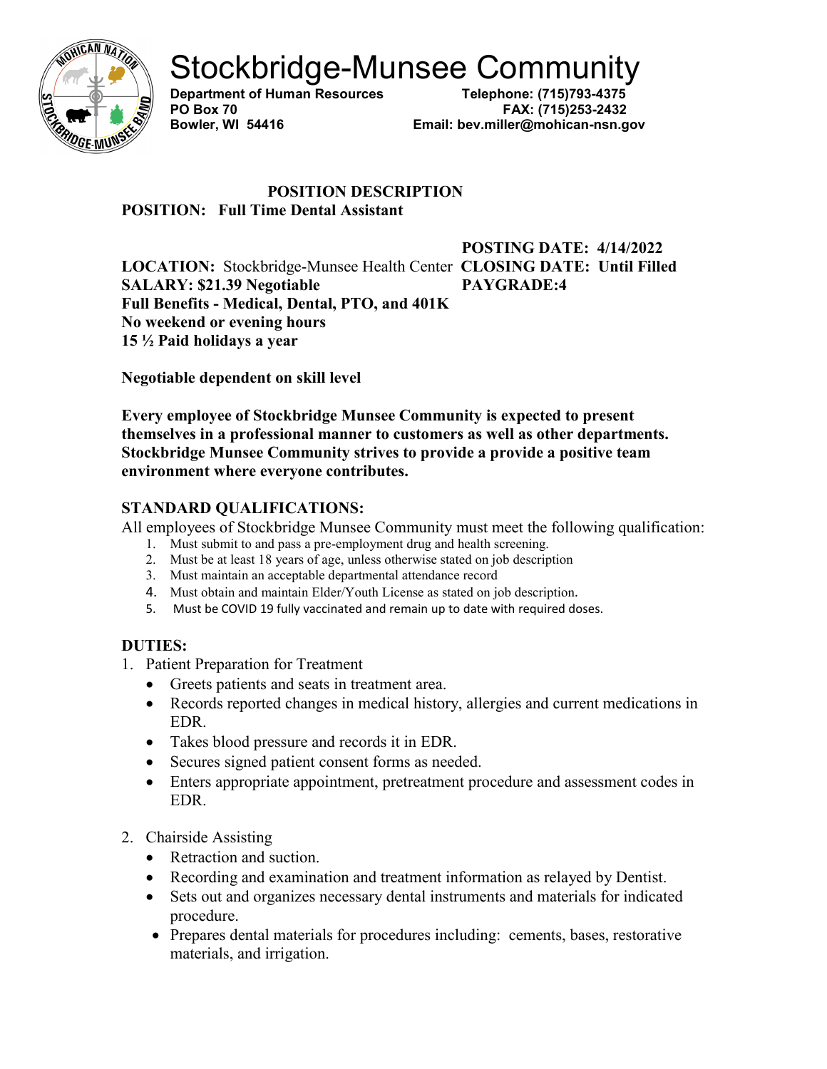# Stockbridge-Munsee Community

**Department of Human Resources**
**PO Box 70**
**Bowler, WI 54416**

**Telephone: (715)793-4375**
**FAX: (715)253-2432**
**Email: bev.miller@mohican-nsn.gov**

## POSITION DESCRIPTION

**POSITION: Full Time Dental Assistant**

**POSTING DATE: 4/14/2022**

**LOCATION:** Stockbridge-Munsee Health Center **CLOSING DATE: Until Filled**

**SALARY: $21.39 Negotiable** **PAYGRADE:4**

**Full Benefits - Medical, Dental, PTO, and 401K**
**No weekend or evening hours**
**15 ½ Paid holidays a year**

**Negotiable dependent on skill level**

**Every employee of Stockbridge Munsee Community is expected to present themselves in a professional manner to customers as well as other departments. Stockbridge Munsee Community strives to provide a provide a positive team environment where everyone contributes.**

### STANDARD QUALIFICATIONS:

All employees of Stockbridge Munsee Community must meet the following qualification:

1. Must submit to and pass a pre-employment drug and health screening.
2. Must be at least 18 years of age, unless otherwise stated on job description
3. Must maintain an acceptable departmental attendance record
4. Must obtain and maintain Elder/Youth License as stated on job description.
5. Must be COVID 19 fully vaccinated and remain up to date with required doses.

### DUTIES:

1. Patient Preparation for Treatment
   - Greets patients and seats in treatment area.
   - Records reported changes in medical history, allergies and current medications in EDR.
   - Takes blood pressure and records it in EDR.
   - Secures signed patient consent forms as needed.
   - Enters appropriate appointment, pretreatment procedure and assessment codes in EDR.

2. Chairside Assisting
   - Retraction and suction.
   - Recording and examination and treatment information as relayed by Dentist.
   - Sets out and organizes necessary dental instruments and materials for indicated procedure.
   - Prepares dental materials for procedures including: cements, bases, restorative materials, and irrigation.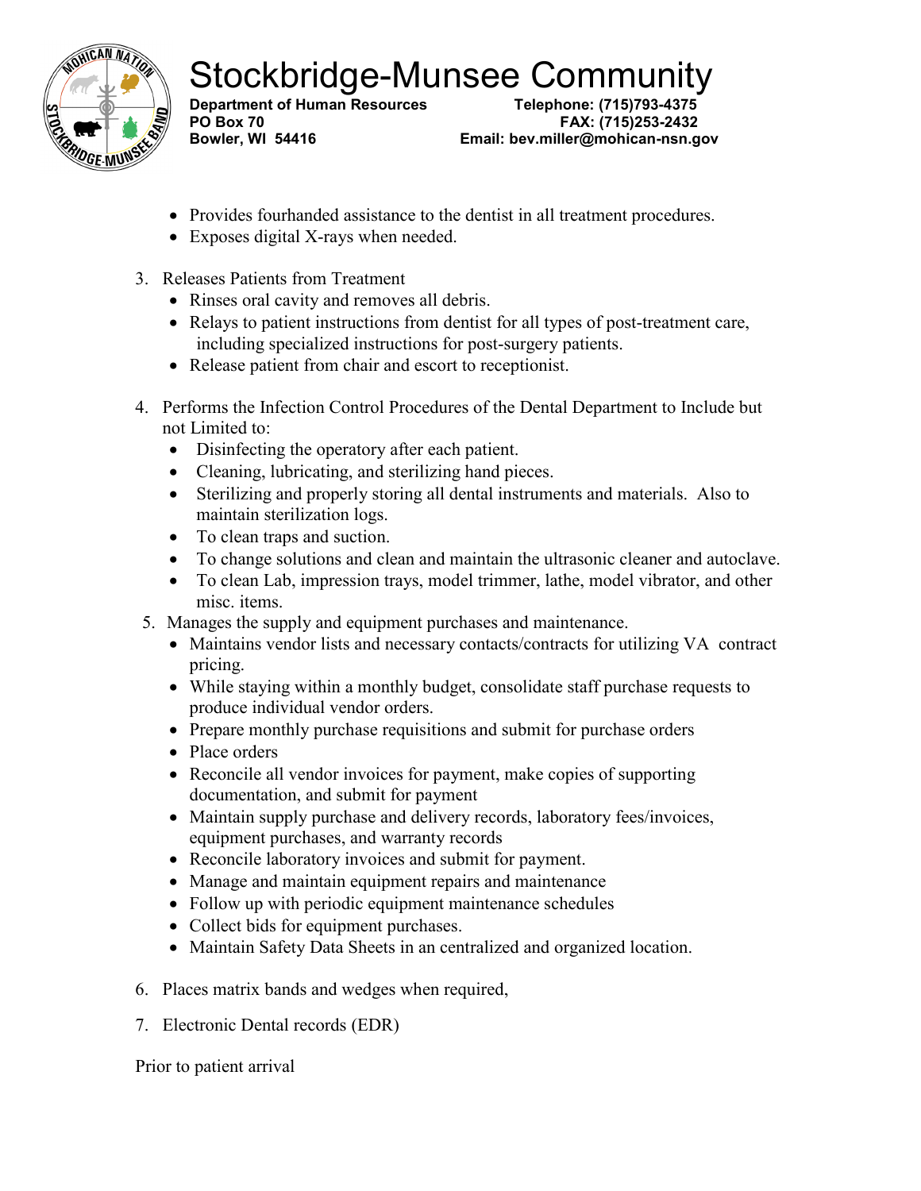- Provides fourhanded assistance to the dentist in all treatment procedures.
- Exposes digital X-rays when needed.

3. Releases Patients from Treatment
   - Rinses oral cavity and removes all debris.
   - Relays to patient instructions from dentist for all types of post-treatment care, including specialized instructions for post-surgery patients.
   - Release patient from chair and escort to receptionist.

4. Performs the Infection Control Procedures of the Dental Department to Include but not Limited to:
   - Disinfecting the operatory after each patient.
   - Cleaning, lubricating, and sterilizing hand pieces.
   - Sterilizing and properly storing all dental instruments and materials. Also to maintain sterilization logs.
   - To clean traps and suction.
   - To change solutions and clean and maintain the ultrasonic cleaner and autoclave.
   - To clean Lab, impression trays, model trimmer, lathe, model vibrator, and other misc. items.

5. Manages the supply and equipment purchases and maintenance.
   - Maintains vendor lists and necessary contacts/contracts for utilizing VA contract pricing.
   - While staying within a monthly budget, consolidate staff purchase requests to produce individual vendor orders.
   - Prepare monthly purchase requisitions and submit for purchase orders
   - Place orders
   - Reconcile all vendor invoices for payment, make copies of supporting documentation, and submit for payment
   - Maintain supply purchase and delivery records, laboratory fees/invoices, equipment purchases, and warranty records
   - Reconcile laboratory invoices and submit for payment.
   - Manage and maintain equipment repairs and maintenance
   - Follow up with periodic equipment maintenance schedules
   - Collect bids for equipment purchases.
   - Maintain Safety Data Sheets in an centralized and organized location.

6. Places matrix bands and wedges when required,

7. Electronic Dental records (EDR)

Prior to patient arrival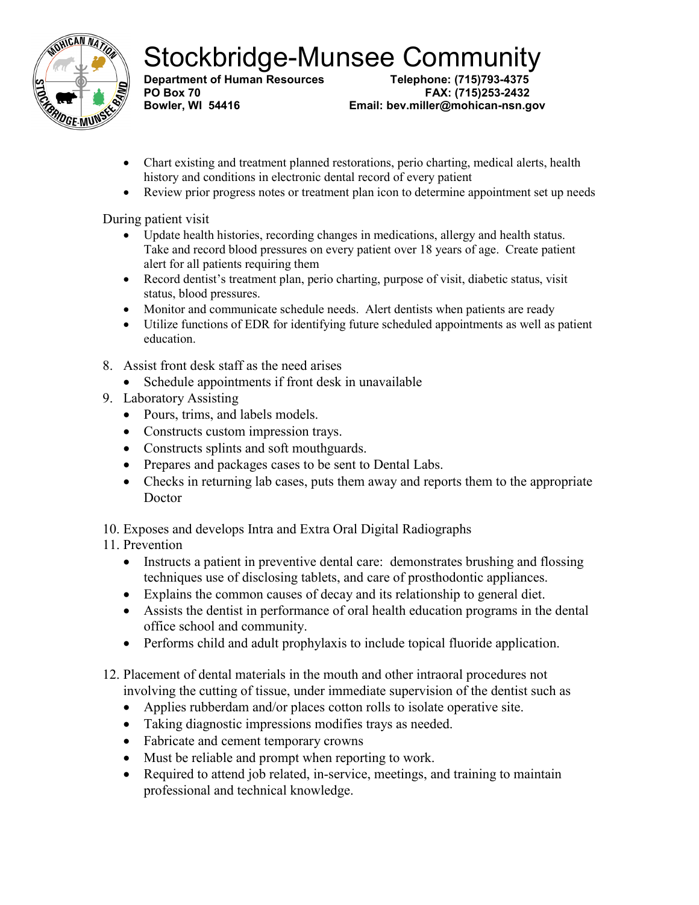- Chart existing and treatment planned restorations, perio charting, medical alerts, health history and conditions in electronic dental record of every patient
- Review prior progress notes or treatment plan icon to determine appointment set up needs

During patient visit

- Update health histories, recording changes in medications, allergy and health status. Take and record blood pressures on every patient over 18 years of age. Create patient alert for all patients requiring them
- Record dentist's treatment plan, perio charting, purpose of visit, diabetic status, visit status, blood pressures.
- Monitor and communicate schedule needs. Alert dentists when patients are ready
- Utilize functions of EDR for identifying future scheduled appointments as well as patient education.

8. Assist front desk staff as the need arises
   - Schedule appointments if front desk in unavailable
9. Laboratory Assisting
   - Pours, trims, and labels models.
   - Constructs custom impression trays.
   - Constructs splints and soft mouthguards.
   - Prepares and packages cases to be sent to Dental Labs.
   - Checks in returning lab cases, puts them away and reports them to the appropriate Doctor
10. Exposes and develops Intra and Extra Oral Digital Radiographs
11. Prevention
    - Instructs a patient in preventive dental care: demonstrates brushing and flossing techniques use of disclosing tablets, and care of prosthodontic appliances.
    - Explains the common causes of decay and its relationship to general diet.
    - Assists the dentist in performance of oral health education programs in the dental office school and community.
    - Performs child and adult prophylaxis to include topical fluoride application.
12. Placement of dental materials in the mouth and other intraoral procedures not involving the cutting of tissue, under immediate supervision of the dentist such as
    - Applies rubberdam and/or places cotton rolls to isolate operative site.
    - Taking diagnostic impressions modifies trays as needed.
    - Fabricate and cement temporary crowns
    - Must be reliable and prompt when reporting to work.
    - Required to attend job related, in-service, meetings, and training to maintain professional and technical knowledge.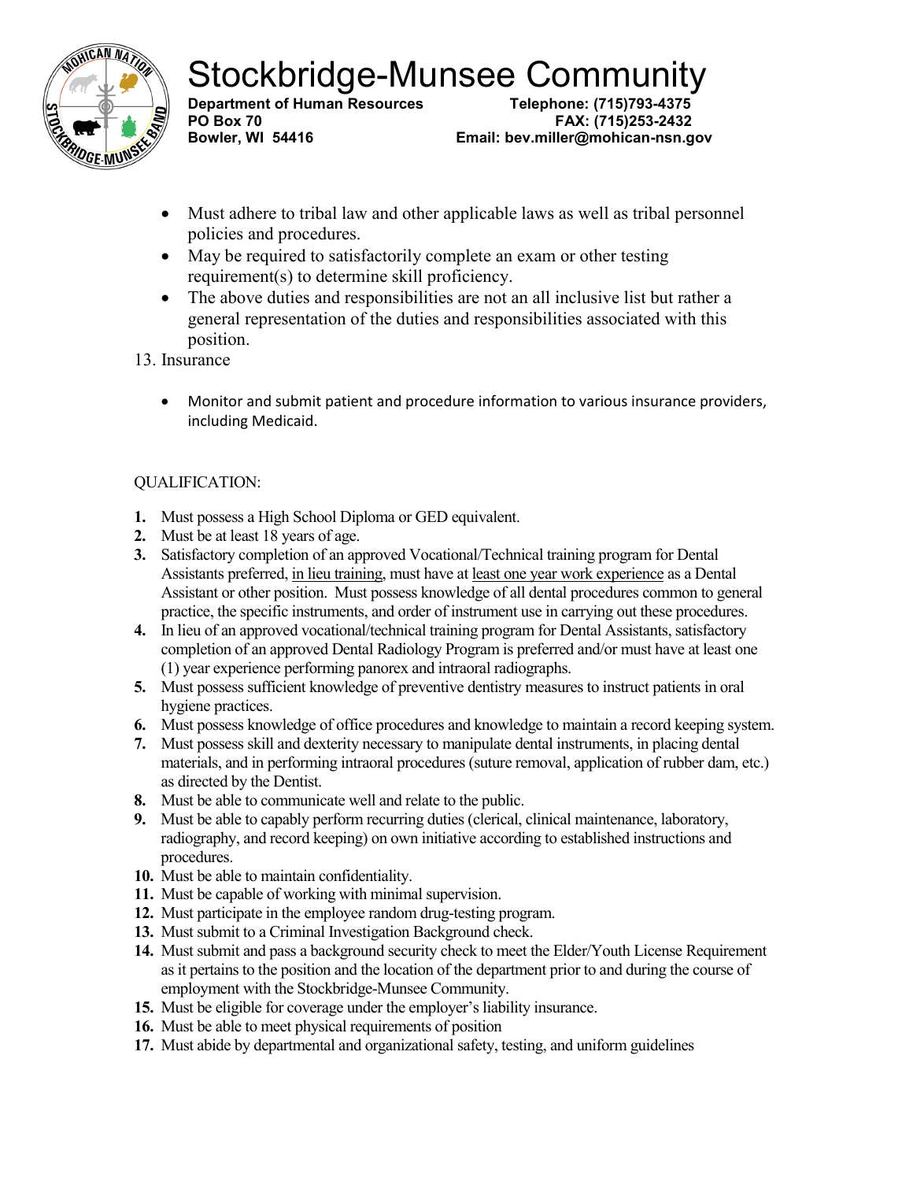- Must adhere to tribal law and other applicable laws as well as tribal personnel policies and procedures.
- May be required to satisfactorily complete an exam or other testing requirement(s) to determine skill proficiency.
- The above duties and responsibilities are not an all inclusive list but rather a general representation of the duties and responsibilities associated with this position.

13. Insurance

- Monitor and submit patient and procedure information to various insurance providers, including Medicaid.

QUALIFICATION:

1. Must possess a High School Diploma or GED equivalent.
2. Must be at least 18 years of age.
3. Satisfactory completion of an approved Vocational/Technical training program for Dental Assistants preferred, in lieu training, must have at least one year work experience as a Dental Assistant or other position. Must possess knowledge of all dental procedures common to general practice, the specific instruments, and order of instrument use in carrying out these procedures.
4. In lieu of an approved vocational/technical training program for Dental Assistants, satisfactory completion of an approved Dental Radiology Program is preferred and/or must have at least one (1) year experience performing panorex and intraoral radiographs.
5. Must possess sufficient knowledge of preventive dentistry measures to instruct patients in oral hygiene practices.
6. Must possess knowledge of office procedures and knowledge to maintain a record keeping system.
7. Must possess skill and dexterity necessary to manipulate dental instruments, in placing dental materials, and in performing intraoral procedures (suture removal, application of rubber dam, etc.) as directed by the Dentist.
8. Must be able to communicate well and relate to the public.
9. Must be able to capably perform recurring duties (clerical, clinical maintenance, laboratory, radiography, and record keeping) on own initiative according to established instructions and procedures.
10. Must be able to maintain confidentiality.
11. Must be capable of working with minimal supervision.
12. Must participate in the employee random drug-testing program.
13. Must submit to a Criminal Investigation Background check.
14. Must submit and pass a background security check to meet the Elder/Youth License Requirement as it pertains to the position and the location of the department prior to and during the course of employment with the Stockbridge-Munsee Community.
15. Must be eligible for coverage under the employer's liability insurance.
16. Must be able to meet physical requirements of position
17. Must abide by departmental and organizational safety, testing, and uniform guidelines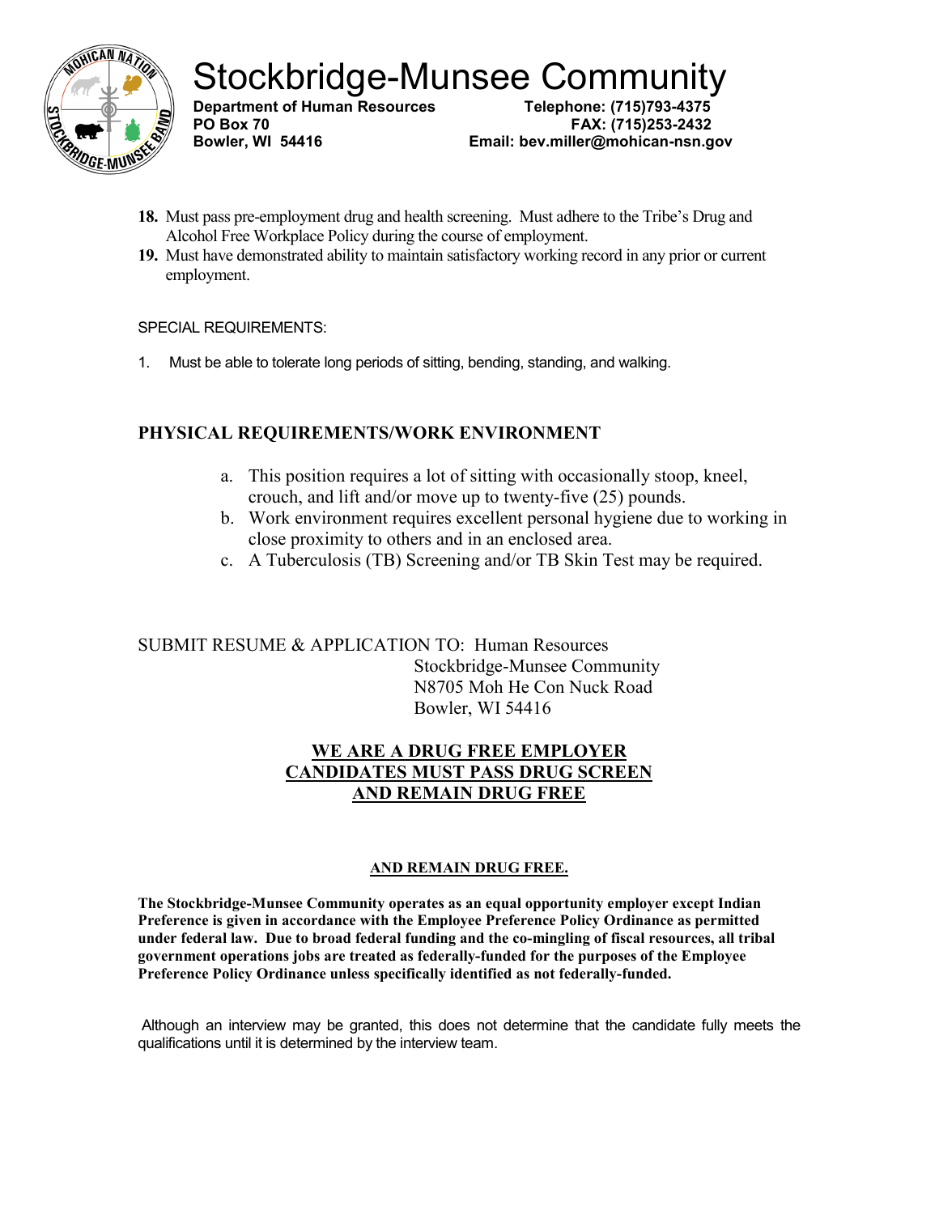# Stockbridge-Munsee Community

**Department of Human Resources**
**PO Box 70**
**Bowler, WI 54416**

**Telephone: (715)793-4375**
**FAX: (715)253-2432**
**Email: bev.miller@mohican-nsn.gov**

18. Must pass pre-employment drug and health screening. Must adhere to the Tribe's Drug and Alcohol Free Workplace Policy during the course of employment.
19. Must have demonstrated ability to maintain satisfactory working record in any prior or current employment.

SPECIAL REQUIREMENTS:

1. Must be able to tolerate long periods of sitting, bending, standing, and walking.

## PHYSICAL REQUIREMENTS/WORK ENVIRONMENT

a. This position requires a lot of sitting with occasionally stoop, kneel, crouch, and lift and/or move up to twenty-five (25) pounds.
b. Work environment requires excellent personal hygiene due to working in close proximity to others and in an enclosed area.
c. A Tuberculosis (TB) Screening and/or TB Skin Test may be required.

SUBMIT RESUME & APPLICATION TO: Human Resources
Stockbridge-Munsee Community
N8705 Moh He Con Nuck Road
Bowler, WI 54416

**WE ARE A DRUG FREE EMPLOYER**
**CANDIDATES MUST PASS DRUG SCREEN**
**AND REMAIN DRUG FREE**

**AND REMAIN DRUG FREE.**

**The Stockbridge-Munsee Community operates as an equal opportunity employer except Indian Preference is given in accordance with the Employee Preference Policy Ordinance as permitted under federal law. Due to broad federal funding and the co-mingling of fiscal resources, all tribal government operations jobs are treated as federally-funded for the purposes of the Employee Preference Policy Ordinance unless specifically identified as not federally-funded.**

Although an interview may be granted, this does not determine that the candidate fully meets the qualifications until it is determined by the interview team.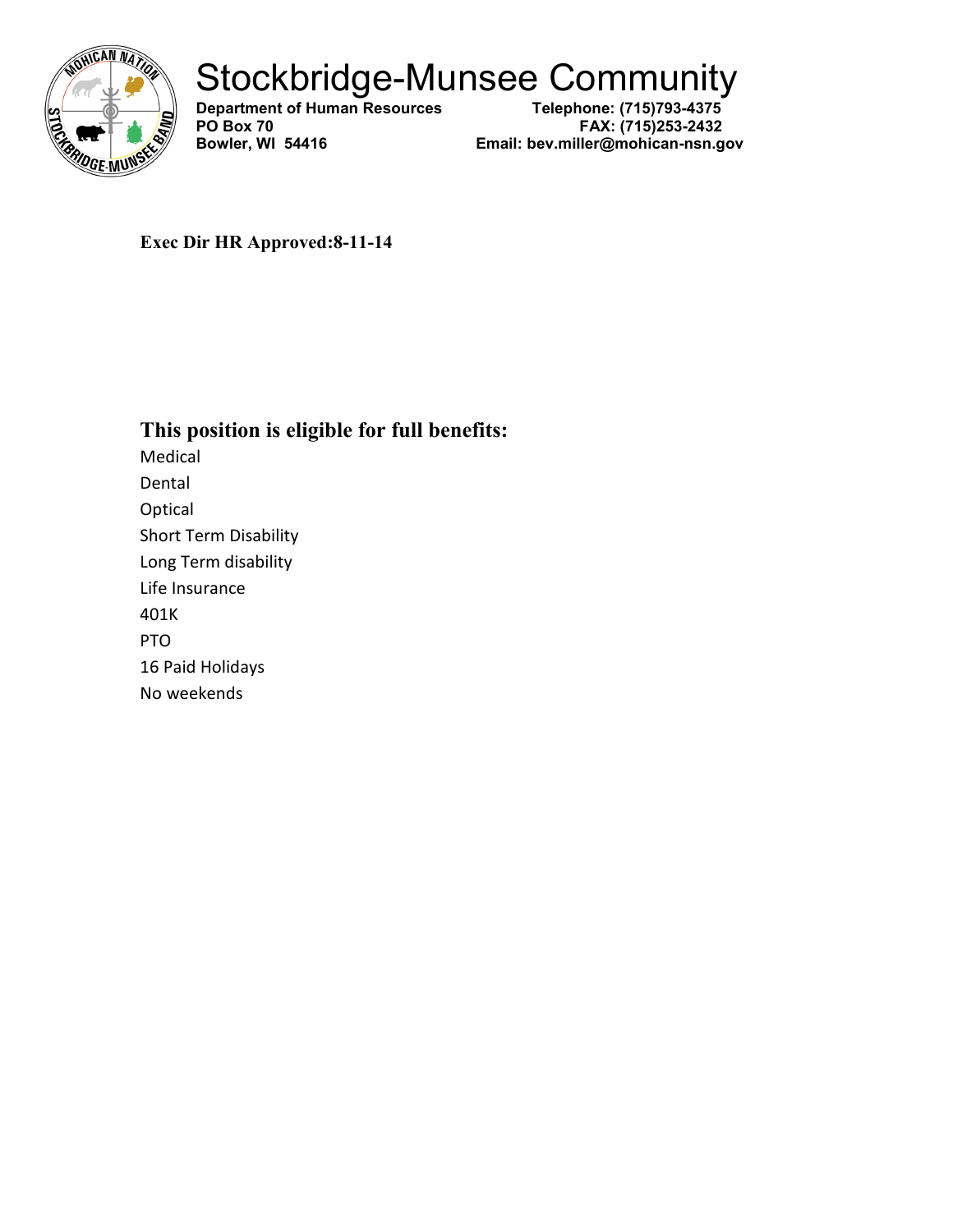# Stockbridge-Munsee Community

**Department of Human Resources**
**PO Box 70**
**Bowler, WI 54416**

**Telephone: (715)793-4375**
**FAX: (715)253-2432**
**Email: bev.miller@mohican-nsn.gov**

**Exec Dir HR Approved:8-11-14**

## This position is eligible for full benefits:

Medical
Dental
Optical
Short Term Disability
Long Term disability
Life Insurance
401K
PTO
16 Paid Holidays
No weekends